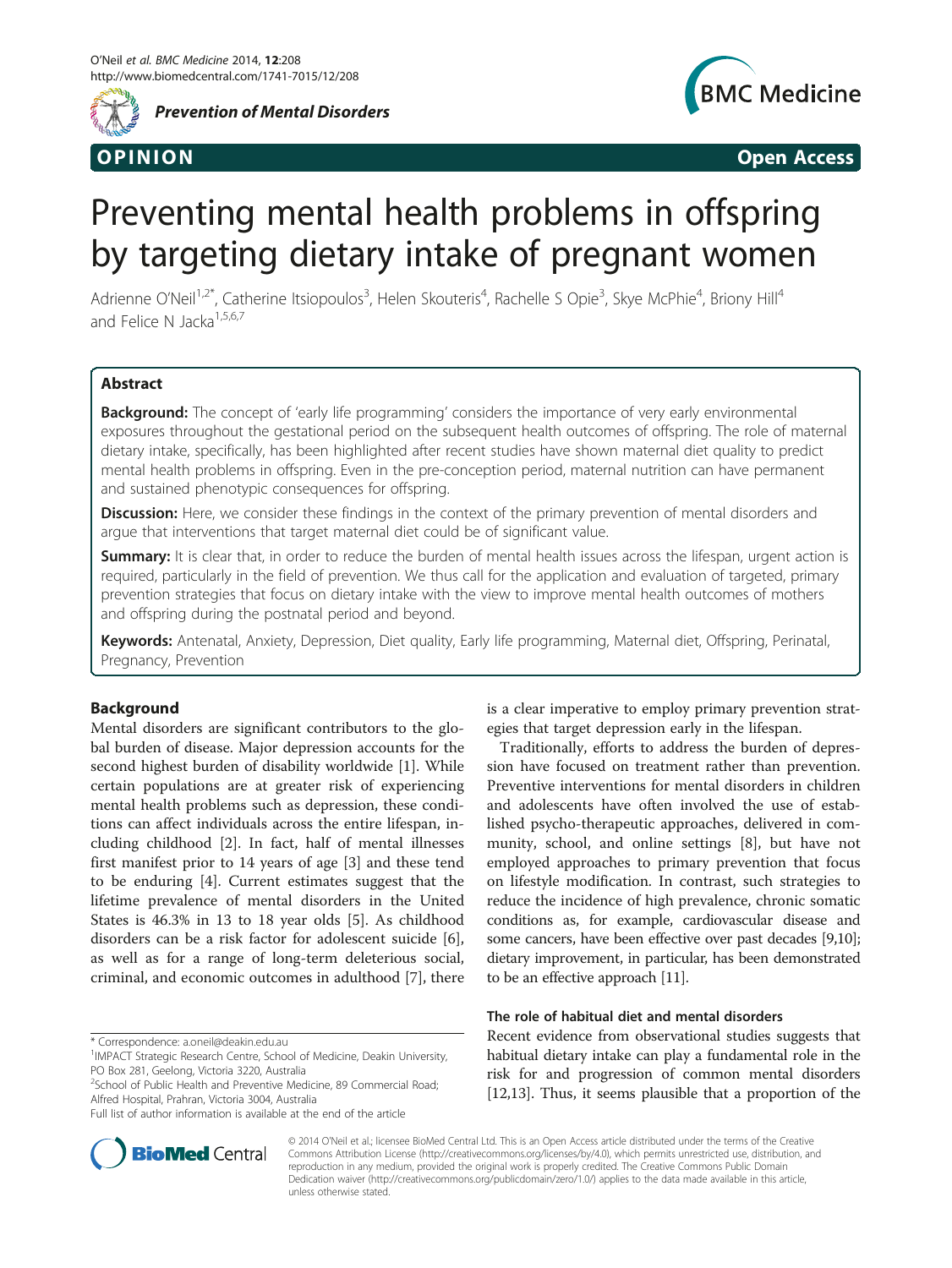OPINION Open Access

# Preventing mental health problems in offspring by targeting dietary intake of pregnant women

Adrienne O'Neil[1,2*], Catherine Itsiopoulos[3], Helen Skouteris[4], Rachelle S Opie[3], Skye McPhie[4], Briony Hill[4] and Felice N Jacka[1,5,6,7]

## Abstract

**Background:** The concept of 'early life programming' considers the importance of very early environmental exposures throughout the gestational period on the subsequent health outcomes of offspring. The role of maternal dietary intake, specifically, has been highlighted after recent studies have shown maternal diet quality to predict mental health problems in offspring. Even in the pre-conception period, maternal nutrition can have permanent and sustained phenotypic consequences for offspring.

**Discussion:** Here, we consider these findings in the context of the primary prevention of mental disorders and argue that interventions that target maternal diet could be of significant value.

**Summary:** It is clear that, in order to reduce the burden of mental health issues across the lifespan, urgent action is required, particularly in the field of prevention. We thus call for the application and evaluation of targeted, primary prevention strategies that focus on dietary intake with the view to improve mental health outcomes of mothers and offspring during the postnatal period and beyond.

**Keywords:** Antenatal, Anxiety, Depression, Diet quality, Early life programming, Maternal diet, Offspring, Perinatal, Pregnancy, Prevention

## Background

Mental disorders are significant contributors to the global burden of disease. Major depression accounts for the second highest burden of disability worldwide [1]. While certain populations are at greater risk of experiencing mental health problems such as depression, these conditions can affect individuals across the entire lifespan, including childhood [2]. In fact, half of mental illnesses first manifest prior to 14 years of age [3] and these tend to be enduring [4]. Current estimates suggest that the lifetime prevalence of mental disorders in the United States is 46.3% in 13 to 18 year olds [5]. As childhood disorders can be a risk factor for adolescent suicide [6], as well as for a range of long-term deleterious social, criminal, and economic outcomes in adulthood [7], there is a clear imperative to employ primary prevention strategies that target depression early in the lifespan.

Traditionally, efforts to address the burden of depression have focused on treatment rather than prevention. Preventive interventions for mental disorders in children and adolescents have often involved the use of established psycho-therapeutic approaches, delivered in community, school, and online settings [8], but have not employed approaches to primary prevention that focus on lifestyle modification. In contrast, such strategies to reduce the incidence of high prevalence, chronic somatic conditions as, for example, cardiovascular disease and some cancers, have been effective over past decades [9,10]; dietary improvement, in particular, has been demonstrated to be an effective approach [11].

### The role of habitual diet and mental disorders

Recent evidence from observational studies suggests that habitual dietary intake can play a fundamental role in the risk for and progression of common mental disorders [12,13]. Thus, it seems plausible that a proportion of the

\* Correspondence: a.oneil@deakin.edu.au
[1]IMPACT Strategic Research Centre, School of Medicine, Deakin University, PO Box 281, Geelong, Victoria 3220, Australia
[2]School of Public Health and Preventive Medicine, 89 Commercial Road; Alfred Hospital, Prahran, Victoria 3004, Australia
Full list of author information is available at the end of the article

© 2014 O'Neil et al.; licensee BioMed Central Ltd. This is an Open Access article distributed under the terms of the Creative Commons Attribution License (http://creativecommons.org/licenses/by/4.0), which permits unrestricted use, distribution, and reproduction in any medium, provided the original work is properly credited. The Creative Commons Public Domain Dedication waiver (http://creativecommons.org/publicdomain/zero/1.0/) applies to the data made available in this article, unless otherwise stated.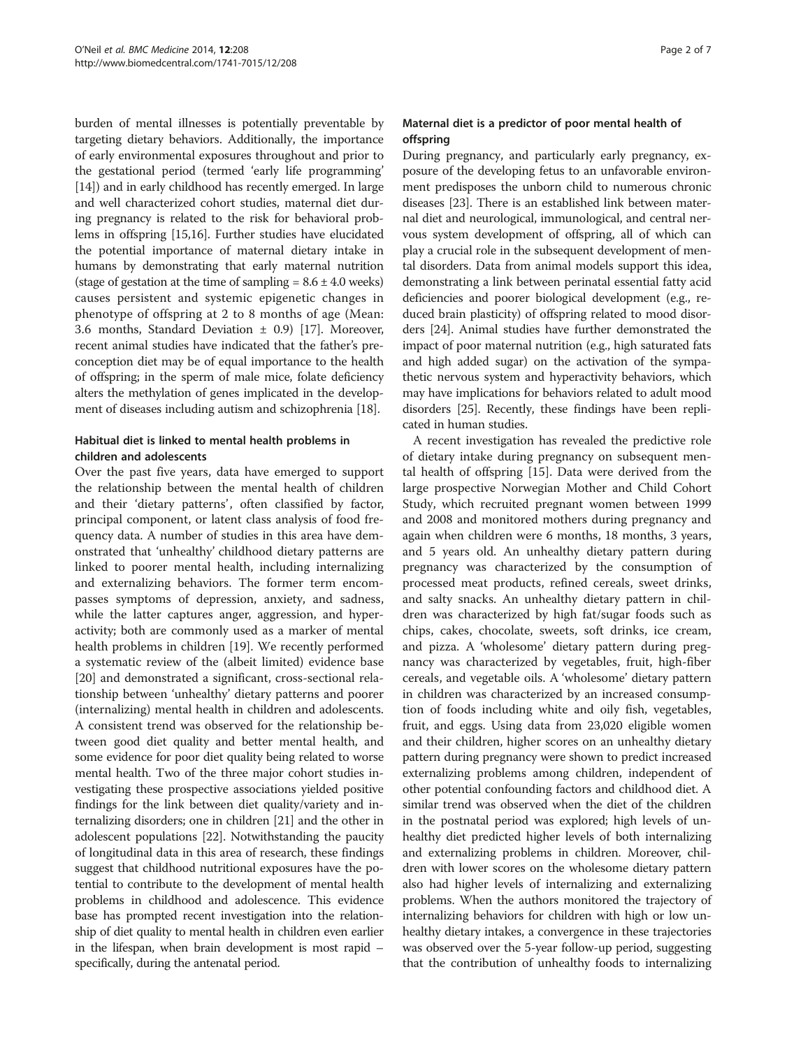burden of mental illnesses is potentially preventable by targeting dietary behaviors. Additionally, the importance of early environmental exposures throughout and prior to the gestational period (termed 'early life programming' [14]) and in early childhood has recently emerged. In large and well characterized cohort studies, maternal diet during pregnancy is related to the risk for behavioral problems in offspring [15,16]. Further studies have elucidated the potential importance of maternal dietary intake in humans by demonstrating that early maternal nutrition (stage of gestation at the time of sampling = $8.6 \pm 4.0$ weeks) causes persistent and systemic epigenetic changes in phenotype of offspring at 2 to 8 months of age (Mean: 3.6 months, Standard Deviation $\pm$ 0.9) [17]. Moreover, recent animal studies have indicated that the father's preconception diet may be of equal importance to the health of offspring; in the sperm of male mice, folate deficiency alters the methylation of genes implicated in the development of diseases including autism and schizophrenia [18].

### Habitual diet is linked to mental health problems in children and adolescents

Over the past five years, data have emerged to support the relationship between the mental health of children and their 'dietary patterns', often classified by factor, principal component, or latent class analysis of food frequency data. A number of studies in this area have demonstrated that 'unhealthy' childhood dietary patterns are linked to poorer mental health, including internalizing and externalizing behaviors. The former term encompasses symptoms of depression, anxiety, and sadness, while the latter captures anger, aggression, and hyperactivity; both are commonly used as a marker of mental health problems in children [19]. We recently performed a systematic review of the (albeit limited) evidence base [20] and demonstrated a significant, cross-sectional relationship between 'unhealthy' dietary patterns and poorer (internalizing) mental health in children and adolescents. A consistent trend was observed for the relationship between good diet quality and better mental health, and some evidence for poor diet quality being related to worse mental health. Two of the three major cohort studies investigating these prospective associations yielded positive findings for the link between diet quality/variety and internalizing disorders; one in children [21] and the other in adolescent populations [22]. Notwithstanding the paucity of longitudinal data in this area of research, these findings suggest that childhood nutritional exposures have the potential to contribute to the development of mental health problems in childhood and adolescence. This evidence base has prompted recent investigation into the relationship of diet quality to mental health in children even earlier in the lifespan, when brain development is most rapid – specifically, during the antenatal period.

### Maternal diet is a predictor of poor mental health of offspring

During pregnancy, and particularly early pregnancy, exposure of the developing fetus to an unfavorable environment predisposes the unborn child to numerous chronic diseases [23]. There is an established link between maternal diet and neurological, immunological, and central nervous system development of offspring, all of which can play a crucial role in the subsequent development of mental disorders. Data from animal models support this idea, demonstrating a link between perinatal essential fatty acid deficiencies and poorer biological development (e.g., reduced brain plasticity) of offspring related to mood disorders [24]. Animal studies have further demonstrated the impact of poor maternal nutrition (e.g., high saturated fats and high added sugar) on the activation of the sympathetic nervous system and hyperactivity behaviors, which may have implications for behaviors related to adult mood disorders [25]. Recently, these findings have been replicated in human studies.

A recent investigation has revealed the predictive role of dietary intake during pregnancy on subsequent mental health of offspring [15]. Data were derived from the large prospective Norwegian Mother and Child Cohort Study, which recruited pregnant women between 1999 and 2008 and monitored mothers during pregnancy and again when children were 6 months, 18 months, 3 years, and 5 years old. An unhealthy dietary pattern during pregnancy was characterized by the consumption of processed meat products, refined cereals, sweet drinks, and salty snacks. An unhealthy dietary pattern in children was characterized by high fat/sugar foods such as chips, cakes, chocolate, sweets, soft drinks, ice cream, and pizza. A 'wholesome' dietary pattern during pregnancy was characterized by vegetables, fruit, high-fiber cereals, and vegetable oils. A 'wholesome' dietary pattern in children was characterized by an increased consumption of foods including white and oily fish, vegetables, fruit, and eggs. Using data from 23,020 eligible women and their children, higher scores on an unhealthy dietary pattern during pregnancy were shown to predict increased externalizing problems among children, independent of other potential confounding factors and childhood diet. A similar trend was observed when the diet of the children in the postnatal period was explored; high levels of unhealthy diet predicted higher levels of both internalizing and externalizing problems in children. Moreover, children with lower scores on the wholesome dietary pattern also had higher levels of internalizing and externalizing problems. When the authors monitored the trajectory of internalizing behaviors for children with high or low unhealthy dietary intakes, a convergence in these trajectories was observed over the 5-year follow-up period, suggesting that the contribution of unhealthy foods to internalizing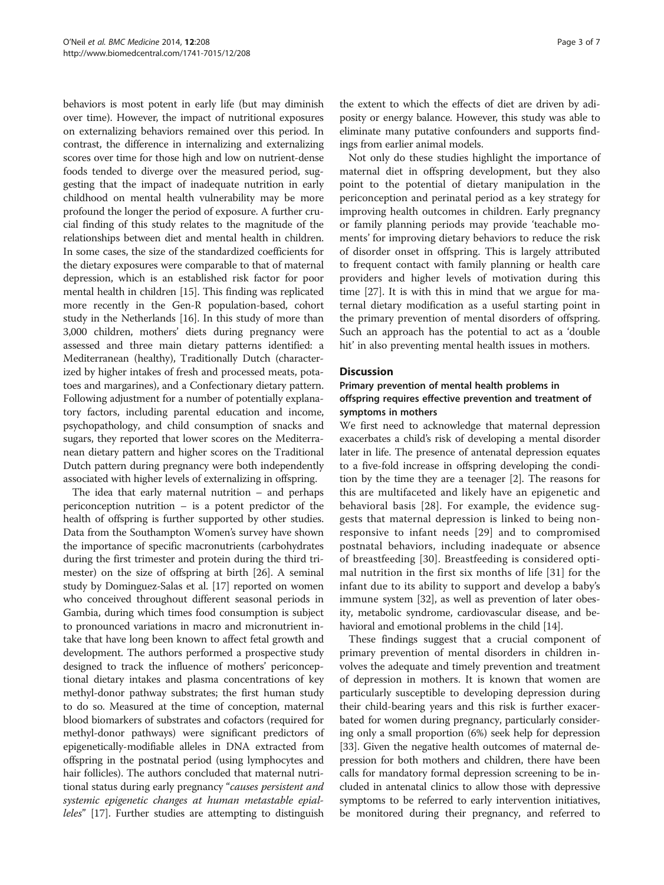behaviors is most potent in early life (but may diminish over time). However, the impact of nutritional exposures on externalizing behaviors remained over this period. In contrast, the difference in internalizing and externalizing scores over time for those high and low on nutrient-dense foods tended to diverge over the measured period, suggesting that the impact of inadequate nutrition in early childhood on mental health vulnerability may be more profound the longer the period of exposure. A further crucial finding of this study relates to the magnitude of the relationships between diet and mental health in children. In some cases, the size of the standardized coefficients for the dietary exposures were comparable to that of maternal depression, which is an established risk factor for poor mental health in children [15]. This finding was replicated more recently in the Gen-R population-based, cohort study in the Netherlands [16]. In this study of more than 3,000 children, mothers' diets during pregnancy were assessed and three main dietary patterns identified: a Mediterranean (healthy), Traditionally Dutch (characterized by higher intakes of fresh and processed meats, potatoes and margarines), and a Confectionary dietary pattern. Following adjustment for a number of potentially explanatory factors, including parental education and income, psychopathology, and child consumption of snacks and sugars, they reported that lower scores on the Mediterranean dietary pattern and higher scores on the Traditional Dutch pattern during pregnancy were both independently associated with higher levels of externalizing in offspring.

The idea that early maternal nutrition – and perhaps periconception nutrition – is a potent predictor of the health of offspring is further supported by other studies. Data from the Southampton Women's survey have shown the importance of specific macronutrients (carbohydrates during the first trimester and protein during the third trimester) on the size of offspring at birth [26]. A seminal study by Dominguez-Salas et al. [17] reported on women who conceived throughout different seasonal periods in Gambia, during which times food consumption is subject to pronounced variations in macro and micronutrient intake that have long been known to affect fetal growth and development. The authors performed a prospective study designed to track the influence of mothers' periconceptional dietary intakes and plasma concentrations of key methyl-donor pathway substrates; the first human study to do so. Measured at the time of conception, maternal blood biomarkers of substrates and cofactors (required for methyl-donor pathways) were significant predictors of epigenetically-modifiable alleles in DNA extracted from offspring in the postnatal period (using lymphocytes and hair follicles). The authors concluded that maternal nutritional status during early pregnancy "*causes persistent and systemic epigenetic changes at human metastable epialleles*" [17]. Further studies are attempting to distinguish the extent to which the effects of diet are driven by adiposity or energy balance. However, this study was able to eliminate many putative confounders and supports findings from earlier animal models.

Not only do these studies highlight the importance of maternal diet in offspring development, but they also point to the potential of dietary manipulation in the periconception and perinatal period as a key strategy for improving health outcomes in children. Early pregnancy or family planning periods may provide 'teachable moments' for improving dietary behaviors to reduce the risk of disorder onset in offspring. This is largely attributed to frequent contact with family planning or health care providers and higher levels of motivation during this time [27]. It is with this in mind that we argue for maternal dietary modification as a useful starting point in the primary prevention of mental disorders of offspring. Such an approach has the potential to act as a 'double hit' in also preventing mental health issues in mothers.

## Discussion

### Primary prevention of mental health problems in offspring requires effective prevention and treatment of symptoms in mothers

We first need to acknowledge that maternal depression exacerbates a child's risk of developing a mental disorder later in life. The presence of antenatal depression equates to a five-fold increase in offspring developing the condition by the time they are a teenager [2]. The reasons for this are multifaceted and likely have an epigenetic and behavioral basis [28]. For example, the evidence suggests that maternal depression is linked to being nonresponsive to infant needs [29] and to compromised postnatal behaviors, including inadequate or absence of breastfeeding [30]. Breastfeeding is considered optimal nutrition in the first six months of life [31] for the infant due to its ability to support and develop a baby's immune system [32], as well as prevention of later obesity, metabolic syndrome, cardiovascular disease, and behavioral and emotional problems in the child [14].

These findings suggest that a crucial component of primary prevention of mental disorders in children involves the adequate and timely prevention and treatment of depression in mothers. It is known that women are particularly susceptible to developing depression during their child-bearing years and this risk is further exacerbated for women during pregnancy, particularly considering only a small proportion (6%) seek help for depression [33]. Given the negative health outcomes of maternal depression for both mothers and children, there have been calls for mandatory formal depression screening to be included in antenatal clinics to allow those with depressive symptoms to be referred to early intervention initiatives, be monitored during their pregnancy, and referred to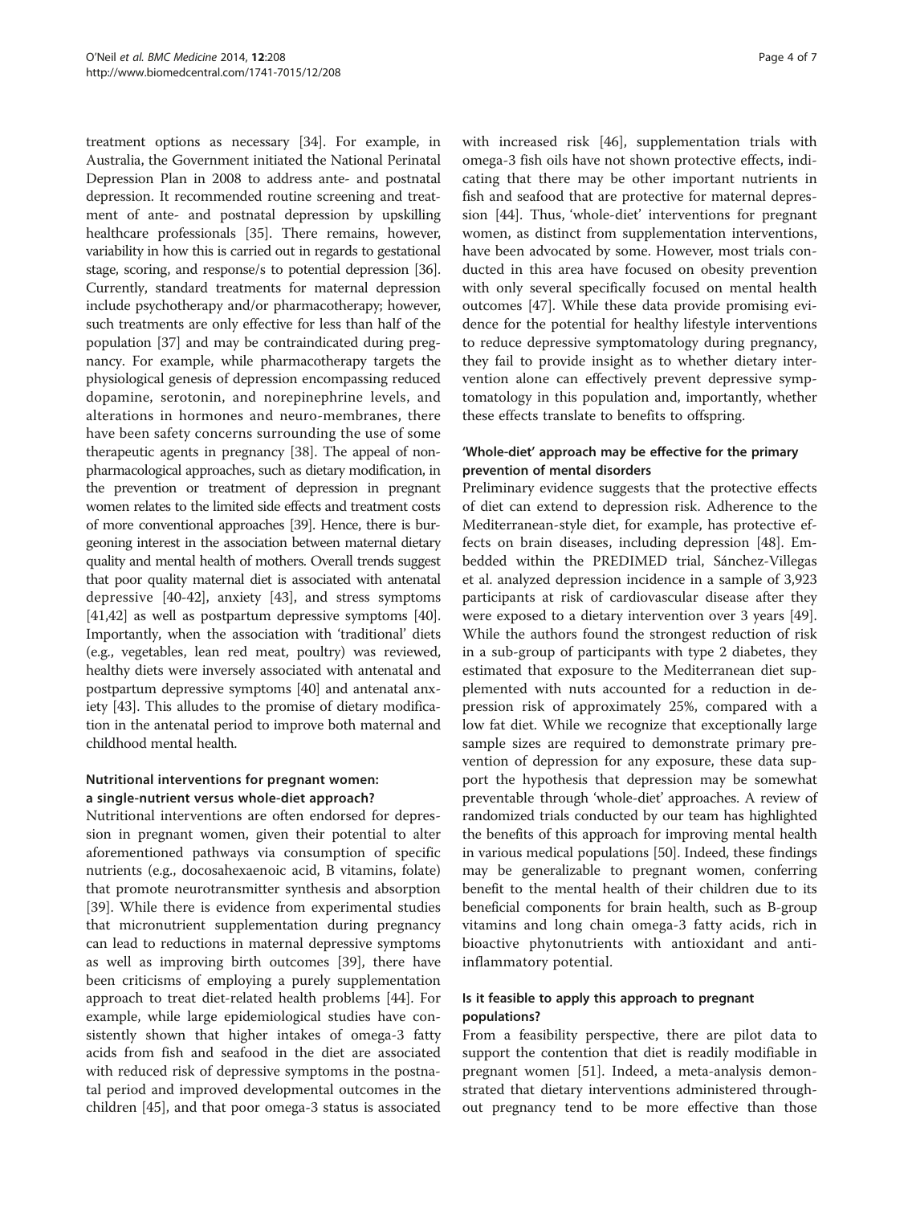treatment options as necessary [34]. For example, in Australia, the Government initiated the National Perinatal Depression Plan in 2008 to address ante- and postnatal depression. It recommended routine screening and treatment of ante- and postnatal depression by upskilling healthcare professionals [35]. There remains, however, variability in how this is carried out in regards to gestational stage, scoring, and response/s to potential depression [36]. Currently, standard treatments for maternal depression include psychotherapy and/or pharmacotherapy; however, such treatments are only effective for less than half of the population [37] and may be contraindicated during pregnancy. For example, while pharmacotherapy targets the physiological genesis of depression encompassing reduced dopamine, serotonin, and norepinephrine levels, and alterations in hormones and neuro-membranes, there have been safety concerns surrounding the use of some therapeutic agents in pregnancy [38]. The appeal of nonpharmacological approaches, such as dietary modification, in the prevention or treatment of depression in pregnant women relates to the limited side effects and treatment costs of more conventional approaches [39]. Hence, there is burgeoning interest in the association between maternal dietary quality and mental health of mothers. Overall trends suggest that poor quality maternal diet is associated with antenatal depressive [40-42], anxiety [43], and stress symptoms [41,42] as well as postpartum depressive symptoms [40]. Importantly, when the association with 'traditional' diets (e.g., vegetables, lean red meat, poultry) was reviewed, healthy diets were inversely associated with antenatal and postpartum depressive symptoms [40] and antenatal anxiety [43]. This alludes to the promise of dietary modification in the antenatal period to improve both maternal and childhood mental health.

### Nutritional interventions for pregnant women: a single-nutrient versus whole-diet approach?

Nutritional interventions are often endorsed for depression in pregnant women, given their potential to alter aforementioned pathways via consumption of specific nutrients (e.g., docosahexaenoic acid, B vitamins, folate) that promote neurotransmitter synthesis and absorption [39]. While there is evidence from experimental studies that micronutrient supplementation during pregnancy can lead to reductions in maternal depressive symptoms as well as improving birth outcomes [39], there have been criticisms of employing a purely supplementation approach to treat diet-related health problems [44]. For example, while large epidemiological studies have consistently shown that higher intakes of omega-3 fatty acids from fish and seafood in the diet are associated with reduced risk of depressive symptoms in the postnatal period and improved developmental outcomes in the children [45], and that poor omega-3 status is associated with increased risk [46], supplementation trials with omega-3 fish oils have not shown protective effects, indicating that there may be other important nutrients in fish and seafood that are protective for maternal depression [44]. Thus, 'whole-diet' interventions for pregnant women, as distinct from supplementation interventions, have been advocated by some. However, most trials conducted in this area have focused on obesity prevention with only several specifically focused on mental health outcomes [47]. While these data provide promising evidence for the potential for healthy lifestyle interventions to reduce depressive symptomatology during pregnancy, they fail to provide insight as to whether dietary intervention alone can effectively prevent depressive symptomatology in this population and, importantly, whether these effects translate to benefits to offspring.

### 'Whole-diet' approach may be effective for the primary prevention of mental disorders

Preliminary evidence suggests that the protective effects of diet can extend to depression risk. Adherence to the Mediterranean-style diet, for example, has protective effects on brain diseases, including depression [48]. Embedded within the PREDIMED trial, Sánchez-Villegas et al. analyzed depression incidence in a sample of 3,923 participants at risk of cardiovascular disease after they were exposed to a dietary intervention over 3 years [49]. While the authors found the strongest reduction of risk in a sub-group of participants with type 2 diabetes, they estimated that exposure to the Mediterranean diet supplemented with nuts accounted for a reduction in depression risk of approximately 25%, compared with a low fat diet. While we recognize that exceptionally large sample sizes are required to demonstrate primary prevention of depression for any exposure, these data support the hypothesis that depression may be somewhat preventable through 'whole-diet' approaches. A review of randomized trials conducted by our team has highlighted the benefits of this approach for improving mental health in various medical populations [50]. Indeed, these findings may be generalizable to pregnant women, conferring benefit to the mental health of their children due to its beneficial components for brain health, such as B-group vitamins and long chain omega-3 fatty acids, rich in bioactive phytonutrients with antioxidant and anti-inflammatory potential.

### Is it feasible to apply this approach to pregnant populations?

From a feasibility perspective, there are pilot data to support the contention that diet is readily modifiable in pregnant women [51]. Indeed, a meta-analysis demonstrated that dietary interventions administered throughout pregnancy tend to be more effective than those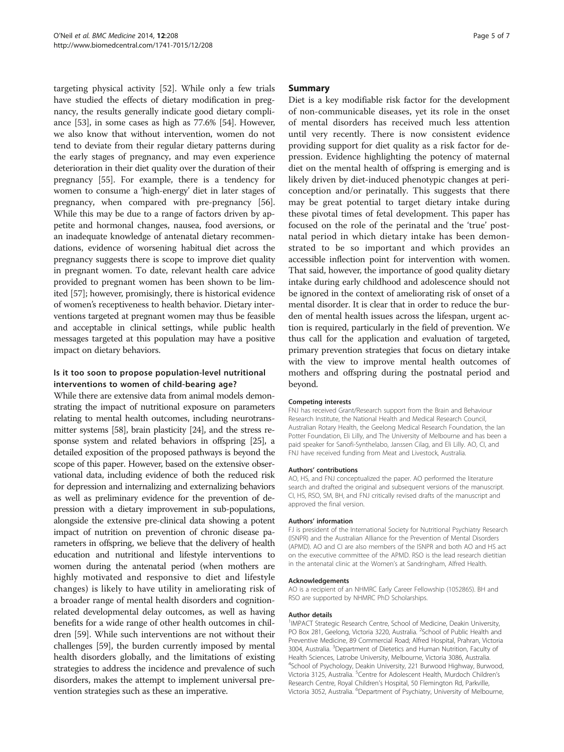targeting physical activity [52]. While only a few trials have studied the effects of dietary modification in pregnancy, the results generally indicate good dietary compliance [53], in some cases as high as 77.6% [54]. However, we also know that without intervention, women do not tend to deviate from their regular dietary patterns during the early stages of pregnancy, and may even experience deterioration in their diet quality over the duration of their pregnancy [55]. For example, there is a tendency for women to consume a 'high-energy' diet in later stages of pregnancy, when compared with pre-pregnancy [56]. While this may be due to a range of factors driven by appetite and hormonal changes, nausea, food aversions, or an inadequate knowledge of antenatal dietary recommendations, evidence of worsening habitual diet across the pregnancy suggests there is scope to improve diet quality in pregnant women. To date, relevant health care advice provided to pregnant women has been shown to be limited [57]; however, promisingly, there is historical evidence of women's receptiveness to health behavior. Dietary interventions targeted at pregnant women may thus be feasible and acceptable in clinical settings, while public health messages targeted at this population may have a positive impact on dietary behaviors.

### Is it too soon to propose population-level nutritional interventions to women of child-bearing age?

While there are extensive data from animal models demonstrating the impact of nutritional exposure on parameters relating to mental health outcomes, including neurotransmitter systems [58], brain plasticity [24], and the stress response system and related behaviors in offspring [25], a detailed exposition of the proposed pathways is beyond the scope of this paper. However, based on the extensive observational data, including evidence of both the reduced risk for depression and internalizing and externalizing behaviors as well as preliminary evidence for the prevention of depression with a dietary improvement in sub-populations, alongside the extensive pre-clinical data showing a potent impact of nutrition on prevention of chronic disease parameters in offspring, we believe that the delivery of health education and nutritional and lifestyle interventions to women during the antenatal period (when mothers are highly motivated and responsive to diet and lifestyle changes) is likely to have utility in ameliorating risk of a broader range of mental health disorders and cognition-related developmental delay outcomes, as well as having benefits for a wide range of other health outcomes in children [59]. While such interventions are not without their challenges [59], the burden currently imposed by mental health disorders globally, and the limitations of existing strategies to address the incidence and prevalence of such disorders, makes the attempt to implement universal prevention strategies such as these an imperative.

## Summary

Diet is a key modifiable risk factor for the development of non-communicable diseases, yet its role in the onset of mental disorders has received much less attention until very recently. There is now consistent evidence providing support for diet quality as a risk factor for depression. Evidence highlighting the potency of maternal diet on the mental health of offspring is emerging and is likely driven by diet-induced phenotypic changes at periconception and/or perinatally. This suggests that there may be great potential to target dietary intake during these pivotal times of fetal development. This paper has focused on the role of the perinatal and the 'true' postnatal period in which dietary intake has been demonstrated to be so important and which provides an accessible inflection point for intervention with women. That said, however, the importance of good quality dietary intake during early childhood and adolescence should not be ignored in the context of ameliorating risk of onset of a mental disorder. It is clear that in order to reduce the burden of mental health issues across the lifespan, urgent action is required, particularly in the field of prevention. We thus call for the application and evaluation of targeted, primary prevention strategies that focus on dietary intake with the view to improve mental health outcomes of mothers and offspring during the postnatal period and beyond.

#### Competing interests

FNJ has received Grant/Research support from the Brain and Behaviour Research Institute, the National Health and Medical Research Council, Australian Rotary Health, the Geelong Medical Research Foundation, the Ian Potter Foundation, Eli Lilly, and The University of Melbourne and has been a paid speaker for Sanofi-Synthelabo, Janssen Cilag, and Eli Lilly. AO, CI, and FNJ have received funding from Meat and Livestock, Australia.

#### Authors' contributions

AO, HS, and FNJ conceptualized the paper. AO performed the literature search and drafted the original and subsequent versions of the manuscript. CI, HS, RSO, SM, BH, and FNJ critically revised drafts of the manuscript and approved the final version.

#### Authors' information

FJ is president of the International Society for Nutritional Psychiatry Research (ISNPR) and the Australian Alliance for the Prevention of Mental Disorders (APMD). AO and CI are also members of the ISNPR and both AO and HS act on the executive committee of the APMD. RSO is the lead research dietitian in the antenatal clinic at the Women's at Sandringham, Alfred Health.

#### Acknowledgements

AO is a recipient of an NHMRC Early Career Fellowship (1052865). BH and RSO are supported by NHMRC PhD Scholarships.

#### Author details

[1]IMPACT Strategic Research Centre, School of Medicine, Deakin University, PO Box 281, Geelong, Victoria 3220, Australia. [2]School of Public Health and Preventive Medicine, 89 Commercial Road; Alfred Hospital, Prahran, Victoria 3004, Australia. [3]Department of Dietetics and Human Nutrition, Faculty of Health Sciences, Latrobe University, Melbourne, Victoria 3086, Australia. [4]School of Psychology, Deakin University, 221 Burwood Highway, Burwood, Victoria 3125, Australia. [5]Centre for Adolescent Health, Murdoch Children's Research Centre, Royal Children's Hospital, 50 Flemington Rd, Parkville, Victoria 3052, Australia. [6]Department of Psychiatry, University of Melbourne,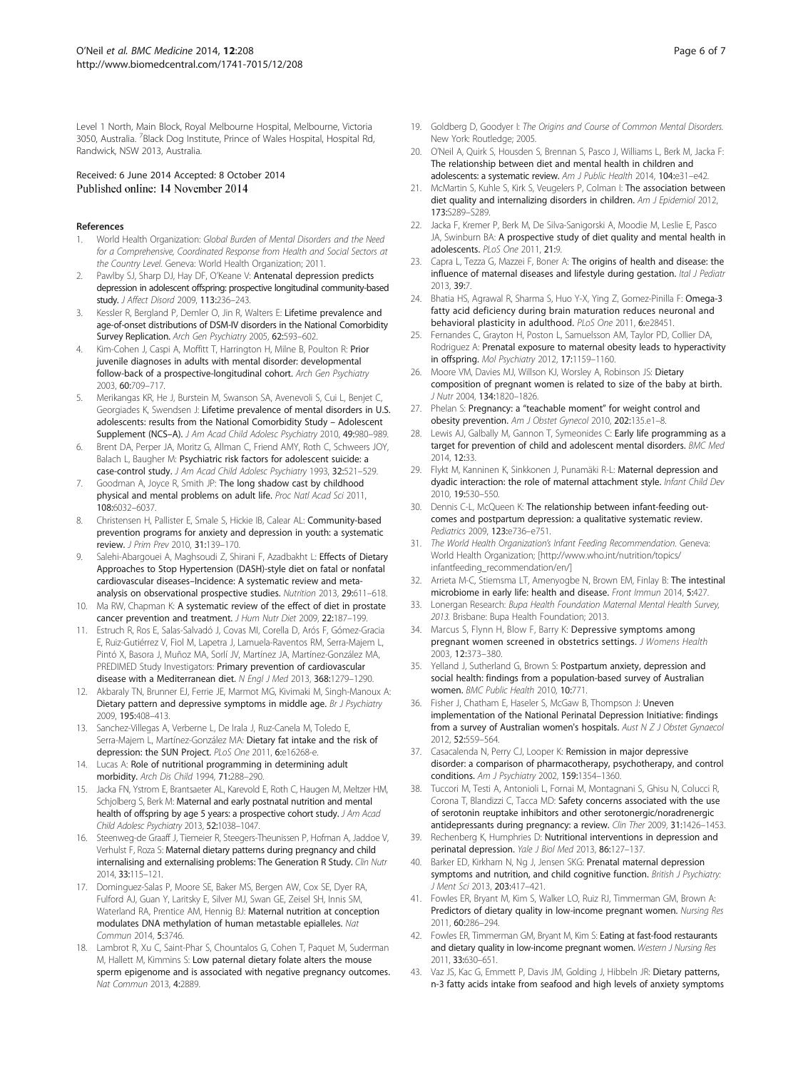Level 1 North, Main Block, Royal Melbourne Hospital, Melbourne, Victoria 3050, Australia. [7]Black Dog Institute, Prince of Wales Hospital, Hospital Rd, Randwick, NSW 2013, Australia.

Received: 6 June 2014 Accepted: 8 October 2014
Published online: 14 November 2014

## References

1. World Health Organization: *Global Burden of Mental Disorders and the Need for a Comprehensive, Coordinated Response from Health and Social Sectors at the Country Level.* Geneva: World Health Organization; 2011.
2. Pawlby SJ, Sharp DJ, Hay DF, O'Keane V: **Antenatal depression predicts depression in adolescent offspring: prospective longitudinal community-based study.** *J Affect Disord* 2009, **113:**236–243.
3. Kessler R, Bergland P, Demler O, Jin R, Walters E: **Lifetime prevalence and age-of-onset distributions of DSM-IV disorders in the National Comorbidity Survey Replication.** *Arch Gen Psychiatry* 2005, **62:**593–602.
4. Kim-Cohen J, Caspi A, Moffitt T, Harrington H, Milne B, Poulton R: **Prior juvenile diagnoses in adults with mental disorder: developmental follow-back of a prospective-longitudinal cohort.** *Arch Gen Psychiatry* 2003, **60:**709–717.
5. Merikangas KR, He J, Burstein M, Swanson SA, Avenevoli S, Cui L, Benjet C, Georgiades K, Swendsen J: **Lifetime prevalence of mental disorders in U.S. adolescents: results from the National Comorbidity Study – Adolescent Supplement (NCS–A).** *J Am Acad Child Adolesc Psychiatry* 2010, **49:**980–989.
6. Brent DA, Perper JA, Moritz G, Allman C, Friend AMY, Roth C, Schweers JOY, Balach L, Baugher M: **Psychiatric risk factors for adolescent suicide: a case-control study.** *J Am Acad Child Adolesc Psychiatry* 1993, **32:**521–529.
7. Goodman A, Joyce R, Smith JP: **The long shadow cast by childhood physical and mental problems on adult life.** *Proc Natl Acad Sci* 2011, **108:**6032–6037.
8. Christensen H, Pallister E, Smale S, Hickie IB, Calear AL: **Community-based prevention programs for anxiety and depression in youth: a systematic review.** *J Prim Prev* 2010, **31:**139–170.
9. Salehi-Abargouei A, Maghsoudi Z, Shirani F, Azadbakht L: **Effects of Dietary Approaches to Stop Hypertension (DASH)-style diet on fatal or nonfatal cardiovascular diseases–Incidence: A systematic review and meta-analysis on observational prospective studies.** *Nutrition* 2013, **29:**611–618.
10. Ma RW, Chapman K: **A systematic review of the effect of diet in prostate cancer prevention and treatment.** *J Hum Nutr Diet* 2009, **22:**187–199.
11. Estruch R, Ros E, Salas-Salvadó J, Covas MI, Corella D, Arós F, Gómez-Gracia E, Ruiz-Gutiérrez V, Fiol M, Lapetra J, Lamuela-Raventos RM, Serra-Majem L, Pintó X, Basora J, Muñoz MA, Sorlí JV, Martínez JA, Martínez-González MA, PREDIMED Study Investigators: **Primary prevention of cardiovascular disease with a Mediterranean diet.** *N Engl J Med* 2013, **368:**1279–1290.
12. Akbaraly TN, Brunner EJ, Ferrie JE, Marmot MG, Kivimaki M, Singh-Manoux A: **Dietary pattern and depressive symptoms in middle age.** *Br J Psychiatry* 2009, **195:**408–413.
13. Sanchez-Villegas A, Verberne L, De Irala J, Ruz-Canela M, Toledo E, Serra-Majem L, Martínez-González MA: **Dietary fat intake and the risk of depression: the SUN Project.** *PLoS One* 2011, **6:**e16268-e.
14. Lucas A: **Role of nutritional programming in determining adult morbidity.** *Arch Dis Child* 1994, **71:**288–290.
15. Jacka FN, Ystrom E, Brantsaeter AL, Karevold E, Roth C, Haugen M, Meltzer HM, Schjolberg S, Berk M: **Maternal and early postnatal nutrition and mental health of offspring by age 5 years: a prospective cohort study.** *J Am Acad Child Adolesc Psychiatry* 2013, **52:**1038–1047.
16. Steenweg-de Graaff J, Tiemeier R, Steegers-Theunissen P, Hofman A, Jaddoe V, Verhulst F, Roza S: **Maternal dietary patterns during pregnancy and child internalising and externalising problems: The Generation R Study.** *Clin Nutr* 2014, **33:**115–121.
17. Dominguez-Salas P, Moore SE, Baker MS, Bergen AW, Cox SE, Dyer RA, Fulford AJ, Guan Y, Laritsky E, Silver MJ, Swan GE, Zeisel SH, Innis SM, Waterland RA, Prentice AM, Hennig BJ: **Maternal nutrition at conception modulates DNA methylation of human metastable epialleles.** *Nat Commun* 2014, **5:**3746.
18. Lambrot R, Xu C, Saint-Phar S, Chountalos G, Cohen T, Paquet M, Suderman M, Hallett M, Kimmins S: **Low paternal dietary folate alters the mouse sperm epigenome and is associated with negative pregnancy outcomes.** *Nat Commun* 2013, **4:**2889.
19. Goldberg D, Goodyer I: *The Origins and Course of Common Mental Disorders.* New York: Routledge; 2005.
20. O'Neil A, Quirk S, Housden S, Brennan S, Pasco J, Williams L, Berk M, Jacka F: **The relationship between diet and mental health in children and adolescents: a systematic review.** *Am J Public Health* 2014, **104:**e31–e42.
21. McMartin S, Kuhle S, Kirk S, Veugelers P, Colman I: **The association between diet quality and internalizing disorders in children.** *Am J Epidemiol* 2012, **173:**S289–S289.
22. Jacka F, Kremer P, Berk M, De Silva-Sanigorski A, Moodie M, Leslie E, Pasco JA, Swinburn BA: **A prospective study of diet quality and mental health in adolescents.** *PLoS One* 2011, **21:**9.
23. Capra L, Tezza G, Mazzei F, Boner A: **The origins of health and disease: the influence of maternal diseases and lifestyle during gestation.** *Ital J Pediatr* 2013, **39:**7.
24. Bhatia HS, Agrawal R, Sharma S, Huo Y-X, Ying Z, Gomez-Pinilla F: **Omega-3 fatty acid deficiency during brain maturation reduces neuronal and behavioral plasticity in adulthood.** *PLoS One* 2011, **6:**e28451.
25. Fernandes C, Grayton H, Poston L, Samuelsson AM, Taylor PD, Collier DA, Rodriguez A: **Prenatal exposure to maternal obesity leads to hyperactivity in offspring.** *Mol Psychiatry* 2012, **17:**1159–1160.
26. Moore VM, Davies MJ, Willson KJ, Worsley A, Robinson JS: **Dietary composition of pregnant women is related to size of the baby at birth.** *J Nutr* 2004, **134:**1820–1826.
27. Phelan S: **Pregnancy: a "teachable moment" for weight control and obesity prevention.** *Am J Obstet Gynecol* 2010, **202:**135.e1–8.
28. Lewis AJ, Galbally M, Gannon T, Symeonides C: **Early life programming as a target for prevention of child and adolescent mental disorders.** *BMC Med* 2014, **12:**33.
29. Flykt M, Kanninen K, Sinkkonen J, Punamäki R-L: **Maternal depression and dyadic interaction: the role of maternal attachment style.** *Infant Child Dev* 2010, **19:**530–550.
30. Dennis C-L, McQueen K: **The relationship between infant-feeding outcomes and postpartum depression: a qualitative systematic review.** *Pediatrics* 2009, **123:**e736–e751.
31. *The World Health Organization's Infant Feeding Recommendation.* Geneva: World Health Organization; [http://www.who.int/nutrition/topics/infantfeeding_recommendation/en/]
32. Arrieta M-C, Stiemsma LT, Amenyogbe N, Brown EM, Finlay B: **The intestinal microbiome in early life: health and disease.** *Front Immun* 2014, **5:**427.
33. Lonergan Research: *Bupa Health Foundation Maternal Mental Health Survey, 2013.* Brisbane: Bupa Health Foundation; 2013.
34. Marcus S, Flynn H, Blow F, Barry K: **Depressive symptoms among pregnant women screened in obstetrics settings.** *J Womens Health* 2003, **12:**373–380.
35. Yelland J, Sutherland G, Brown S: **Postpartum anxiety, depression and social health: findings from a population-based survey of Australian women.** *BMC Public Health* 2010, **10:**771.
36. Fisher J, Chatham E, Haseler S, McGaw B, Thompson J: **Uneven implementation of the National Perinatal Depression Initiative: findings from a survey of Australian women's hospitals.** *Aust N Z J Obstet Gynaecol* 2012, **52:**559–564.
37. Casacalenda N, Perry CJ, Looper K: **Remission in major depressive disorder: a comparison of pharmacotherapy, psychotherapy, and control conditions.** *Am J Psychiatry* 2002, **159:**1354–1360.
38. Tuccori M, Testi A, Antonioli L, Fornai M, Montagnani S, Ghisu N, Colucci R, Corona T, Blandizzi C, Tacca MD: **Safety concerns associated with the use of serotonin reuptake inhibitors and other serotonergic/noradrenergic antidepressants during pregnancy: a review.** *Clin Ther* 2009, **31:**1426–1453.
39. Rechenberg K, Humphries D: **Nutritional interventions in depression and perinatal depression.** *Yale J Biol Med* 2013, **86:**127–137.
40. Barker ED, Kirkham N, Ng J, Jensen SKG: **Prenatal maternal depression symptoms and nutrition, and child cognitive function.** *British J Psychiatry: J Ment Sci* 2013, **203:**417–421.
41. Fowles ER, Bryant M, Kim S, Walker LO, Ruiz RJ, Timmerman GM, Brown A: **Predictors of dietary quality in low-income pregnant women.** *Nursing Res* 2011, **60:**286–294.
42. Fowles ER, Timmerman GM, Bryant M, Kim S: **Eating at fast-food restaurants and dietary quality in low-income pregnant women.** *Western J Nursing Res* 2011, **33:**630–651.
43. Vaz JS, Kac G, Emmett P, Davis JM, Golding J, Hibbeln JR: **Dietary patterns, n-3 fatty acids intake from seafood and high levels of anxiety symptoms**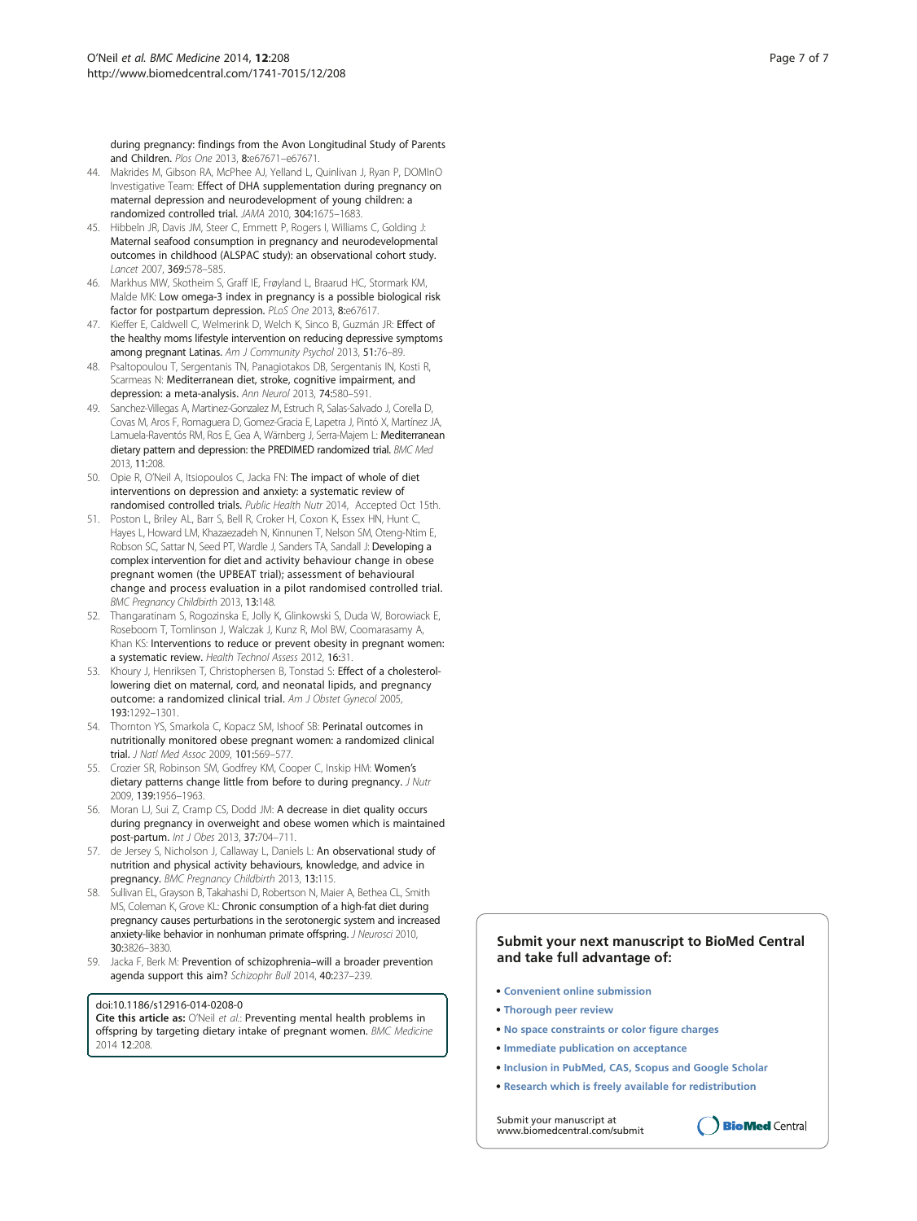during pregnancy: findings from the Avon Longitudinal Study of Parents and Children. *Plos One* 2013, **8:**e67671–e67671.

44. Makrides M, Gibson RA, McPhee AJ, Yelland L, Quinlivan J, Ryan P, DOMInO Investigative Team: **Effect of DHA supplementation during pregnancy on maternal depression and neurodevelopment of young children: a randomized controlled trial.** *JAMA* 2010, **304:**1675–1683.
45. Hibbeln JR, Davis JM, Steer C, Emmett P, Rogers I, Williams C, Golding J: **Maternal seafood consumption in pregnancy and neurodevelopmental outcomes in childhood (ALSPAC study): an observational cohort study.** *Lancet* 2007, **369:**578–585.
46. Markhus MW, Skotheim S, Graff IE, Frøyland L, Braarud HC, Stormark KM, Malde MK: **Low omega-3 index in pregnancy is a possible biological risk factor for postpartum depression.** *PLoS One* 2013, **8:**e67617.
47. Kieffer E, Caldwell C, Welmerink D, Welch K, Sinco B, Guzmán JR: **Effect of the healthy moms lifestyle intervention on reducing depressive symptoms among pregnant Latinas.** *Am J Community Psychol* 2013, **51:**76–89.
48. Psaltopoulou T, Sergentanis TN, Panagiotakos DB, Sergentanis IN, Kosti R, Scarmeas N: **Mediterranean diet, stroke, cognitive impairment, and depression: a meta-analysis.** *Ann Neurol* 2013, **74:**580–591.
49. Sanchez-Villegas A, Martinez-Gonzalez M, Estruch R, Salas-Salvado J, Corella D, Covas M, Aros F, Romaguera D, Gomez-Gracia E, Lapetra J, Pintó X, Martínez JA, Lamuela-Raventós RM, Ros E, Gea A, Wärnberg J, Serra-Majem L: **Mediterranean dietary pattern and depression: the PREDIMED randomized trial.** *BMC Med* 2013, **11:**208.
50. Opie R, O'Neil A, Itsiopoulos C, Jacka FN: **The impact of whole of diet interventions on depression and anxiety: a systematic review of randomised controlled trials.** *Public Health Nutr* 2014, Accepted Oct 15th.
51. Poston L, Briley AL, Barr S, Bell R, Croker H, Coxon K, Essex HN, Hunt C, Hayes L, Howard LM, Khazaezadeh N, Kinnunen T, Nelson SM, Oteng-Ntim E, Robson SC, Sattar N, Seed PT, Wardle J, Sanders TA, Sandall J: **Developing a complex intervention for diet and activity behaviour change in obese pregnant women (the UPBEAT trial); assessment of behavioural change and process evaluation in a pilot randomised controlled trial.** *BMC Pregnancy Childbirth* 2013, **13:**148.
52. Thangaratinam S, Rogozinska E, Jolly K, Glinkowski S, Duda W, Borowiack E, Roseboom T, Tomlinson J, Walczak J, Kunz R, Mol BW, Coomarasamy A, Khan KS: **Interventions to reduce or prevent obesity in pregnant women: a systematic review.** *Health Technol Assess* 2012, **16:**31.
53. Khoury J, Henriksen T, Christophersen B, Tonstad S: **Effect of a cholesterol-lowering diet on maternal, cord, and neonatal lipids, and pregnancy outcome: a randomized clinical trial.** *Am J Obstet Gynecol* 2005, **193:**1292–1301.
54. Thornton YS, Smarkola C, Kopacz SM, Ishoof SB: **Perinatal outcomes in nutritionally monitored obese pregnant women: a randomized clinical trial.** *J Natl Med Assoc* 2009, **101:**569–577.
55. Crozier SR, Robinson SM, Godfrey KM, Cooper C, Inskip HM: **Women's dietary patterns change little from before to during pregnancy.** *J Nutr* 2009, **139:**1956–1963.
56. Moran LJ, Sui Z, Cramp CS, Dodd JM: **A decrease in diet quality occurs during pregnancy in overweight and obese women which is maintained post-partum.** *Int J Obes* 2013, **37:**704–711.
57. de Jersey S, Nicholson J, Callaway L, Daniels L: **An observational study of nutrition and physical activity behaviours, knowledge, and advice in pregnancy.** *BMC Pregnancy Childbirth* 2013, **13:**115.
58. Sullivan EL, Grayson B, Takahashi D, Robertson N, Maier A, Bethea CL, Smith MS, Coleman K, Grove KL: **Chronic consumption of a high-fat diet during pregnancy causes perturbations in the serotonergic system and increased anxiety-like behavior in nonhuman primate offspring.** *J Neurosci* 2010, **30:**3826–3830.
59. Jacka F, Berk M: **Prevention of schizophrenia–will a broader prevention agenda support this aim?** *Schizophr Bull* 2014, **40:**237–239.

doi:10.1186/s12916-014-0208-0
**Cite this article as:** O'Neil *et al.*: Preventing mental health problems in offspring by targeting dietary intake of pregnant women. *BMC Medicine* 2014 **12**:208.

**Submit your next manuscript to BioMed Central and take full advantage of:**

- **Convenient online submission**
- **Thorough peer review**
- **No space constraints or color figure charges**
- **Immediate publication on acceptance**
- **Inclusion in PubMed, CAS, Scopus and Google Scholar**
- **Research which is freely available for redistribution**

Submit your manuscript at
www.biomedcentral.com/submit

BioMed Central